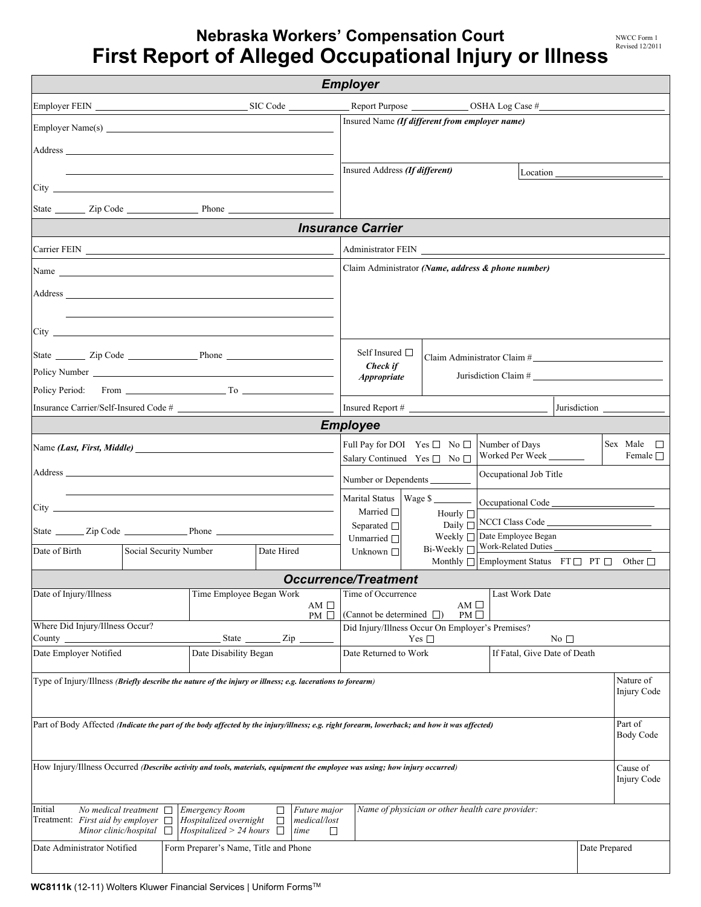NWCC Form 1
Revised 12/2011

# Nebraska Workers' Compensation Court
# First Report of Alleged Occupational Injury or Illness

## Employer

Employer FEIN ______________________ SIC Code __________ Report Purpose __________ OSHA Log Case # ______________________

| | |
|---|---|
| Employer Name(s) ______________________ | Insured Name *(If different from employer name)* |
| Address ______________________ | |
| ______________________ | Insured Address *(If different)* Location ______________________ |
| City ______________________ | |
| State ______ Zip Code __________ Phone __________ | |

## Insurance Carrier

| | | |
|---|---|---|
| Carrier FEIN ______________________ | Administrator FEIN ______________________ | |
| Name ______________________ | Claim Administrator *(Name, address & phone number)* | |
| Address ______________________ | | |
| ______________________ | | |
| City ______________________ | | |
| State ______ Zip Code __________ Phone __________ | Self Insured ☐ *Check if Appropriate* | Claim Administrator Claim # ______________________ |
| Policy Number ______________________ | | Jurisdiction Claim # ______________________ |
| Policy Period: From __________ To __________ | | |
| Insurance Carrier/Self-Insured Code # ______________________ | Insured Report # ______________________ | Jurisdiction __________ |

## Employee

| | | | |
|---|---|---|---|
| Name *(Last, First, Middle)* ______________________ | Full Pay for DOI Yes ☐ No ☐<br>Salary Continued Yes ☐ No ☐ | Number of Days Worked Per Week ______ | Sex Male ☐<br>Female ☐ |
| Address ______________________ | Number or Dependents ______ | Occupational Job Title | |
| ______________________ | Marital Status<br>Married ☐<br>Separated ☐<br>Unmarried ☐<br>Unknown ☐ | Wage $ ______<br>Hourly ☐<br>Daily ☐<br>Weekly ☐<br>Bi-Weekly ☐<br>Monthly ☐ | Occupational Code ______________________ |
| City ______________________ | | | NCCI Class Code ______________________ |
| State ______ Zip Code __________ Phone __________ | | | Date Employee Began Work-Related Duties ______________________ |
| Date of Birth / Social Security Number / Date Hired | | | Employment Status FT ☐ PT ☐ Other ☐ |

## Occurrence/Treatment

| | | | |
|---|---|---|---|
| Date of Injury/Illness | Time Employee Began Work AM ☐ PM ☐ | Time of Occurrence AM ☐ PM ☐ (Cannot be determined ☐) | Last Work Date |
| Where Did Injury/Illness Occur? County ______________ State ______ Zip ______ | | Did Injury/Illness Occur On Employer's Premises? Yes ☐ No ☐ | |
| Date Employer Notified | Date Disability Began | Date Returned to Work | If Fatal, Give Date of Death |

| | |
|---|---|
| Type of Injury/Illness *(Briefly describe the nature of the injury or illness; e.g. lacerations to forearm)* | Nature of Injury Code |
| Part of Body Affected *(Indicate the part of the body affected by the injury/illness; e.g. right forearm, lowerback; and how it was affected)* | Part of Body Code |
| How Injury/Illness Occurred *(Describe activity and tools, materials, equipment the employee was using; how injury occurred)* | Cause of Injury Code |

| | | | |
|---|---|---|---|
| Initial Treatment: *No medical treatment* ☐<br>*First aid by employer* ☐<br>*Minor clinic/hospital* ☐ | *Emergency Room* ☐<br>*Hospitalized overnight* ☐<br>*Hospitalized > 24 hours* ☐ | *Future major medical/lost time* ☐ | *Name of physician or other health care provider:* |

| | | |
|---|---|---|
| Date Administrator Notified | Form Preparer's Name, Title and Phone | Date Prepared |

**WC8111k** (12-11) Wolters Kluwer Financial Services | Uniform Forms™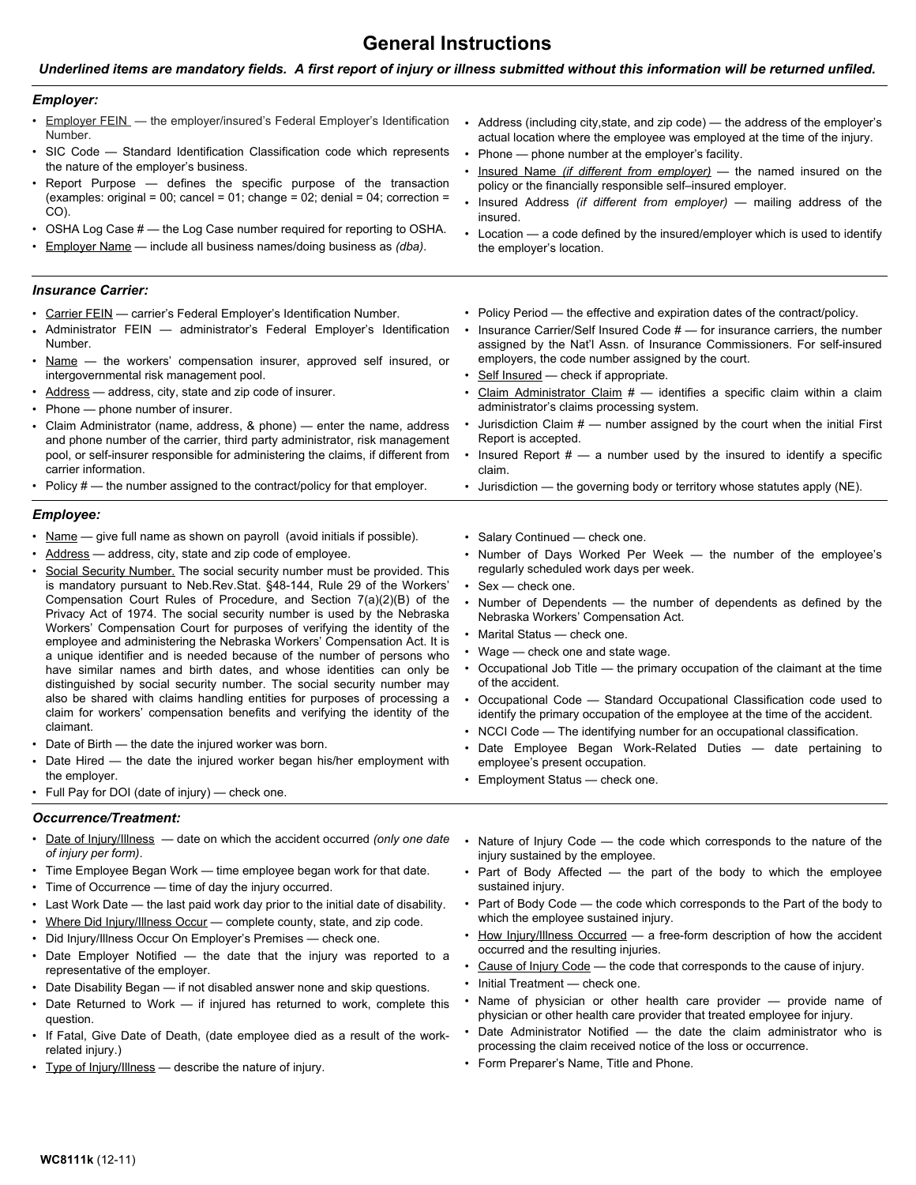# General Instructions

***Underlined items are mandatory fields. A first report of injury or illness submitted without this information will be returned unfiled.***

### *Employer:*

- <u>Employer FEIN</u> — the employer/insured's Federal Employer's Identification Number.
- SIC Code — Standard Identification Classification code which represents the nature of the employer's business.
- Report Purpose — defines the specific purpose of the transaction (examples: original = 00; cancel = 01; change = 02; denial = 04; correction = CO).
- OSHA Log Case # — the Log Case number required for reporting to OSHA.
- <u>Employer Name</u> — include all business names/doing business as *(dba)*.
- Address (including city,state, and zip code) — the address of the employer's actual location where the employee was employed at the time of the injury.
- Phone — phone number at the employer's facility.
- <u>Insured Name *(if different from employer)*</u> — the named insured on the policy or the financially responsible self–insured employer.
- Insured Address *(if different from employer)* — mailing address of the insured.
- Location — a code defined by the insured/employer which is used to identify the employer's location.

### *Insurance Carrier:*

- <u>Carrier FEIN</u> — carrier's Federal Employer's Identification Number.
- Administrator FEIN — administrator's Federal Employer's Identification Number.
- <u>Name</u> — the workers' compensation insurer, approved self insured, or intergovernmental risk management pool.
- <u>Address</u> — address, city, state and zip code of insurer.
- Phone — phone number of insurer.
- Claim Administrator (name, address, & phone) — enter the name, address and phone number of the carrier, third party administrator, risk management pool, or self-insurer responsible for administering the claims, if different from carrier information.
- Policy # — the number assigned to the contract/policy for that employer.
- Policy Period — the effective and expiration dates of the contract/policy.
- Insurance Carrier/Self Insured Code # — for insurance carriers, the number assigned by the Nat'l Assn. of Insurance Commissioners. For self-insured employers, the code number assigned by the court.
- <u>Self Insured</u> — check if appropriate.
- <u>Claim Administrator Claim</u> # — identifies a specific claim within a claim administrator's claims processing system.
- Jurisdiction Claim # — number assigned by the court when the initial First Report is accepted.
- Insured Report # — a number used by the insured to identify a specific claim.
- Jurisdiction — the governing body or territory whose statutes apply (NE).

### *Employee:*

- <u>Name</u> — give full name as shown on payroll (avoid initials if possible).
- <u>Address</u> — address, city, state and zip code of employee.
- <u>Social Security Number.</u> The social security number must be provided. This is mandatory pursuant to Neb.Rev.Stat. §48-144, Rule 29 of the Workers' Compensation Court Rules of Procedure, and Section 7(a)(2)(B) of the Privacy Act of 1974. The social security number is used by the Nebraska Workers' Compensation Court for purposes of verifying the identity of the employee and administering the Nebraska Workers' Compensation Act. It is a unique identifier and is needed because of the number of persons who have similar names and birth dates, and whose identities can only be distinguished by social security number. The social security number may also be shared with claims handling entities for purposes of processing a claim for workers' compensation benefits and verifying the identity of the claimant.
- Date of Birth — the date the injured worker was born.
- Date Hired — the date the injured worker began his/her employment with the employer.
- Full Pay for DOI (date of injury) — check one.
- Salary Continued — check one.
- Number of Days Worked Per Week — the number of the employee's regularly scheduled work days per week.
- Sex — check one.
- Number of Dependents — the number of dependents as defined by the Nebraska Workers' Compensation Act.
- Marital Status — check one.
- Wage — check one and state wage.
- Occupational Job Title — the primary occupation of the claimant at the time of the accident.
- Occupational Code — Standard Occupational Classification code used to identify the primary occupation of the employee at the time of the accident.
- NCCI Code — The identifying number for an occupational classification.
- Date Employee Began Work-Related Duties — date pertaining to employee's present occupation.
- Employment Status — check one.

### *Occurrence/Treatment:*

- <u>Date of Injury/Illness</u> — date on which the accident occurred *(only one date of injury per form)*.
- Time Employee Began Work — time employee began work for that date.
- Time of Occurrence — time of day the injury occurred.
- Last Work Date — the last paid work day prior to the initial date of disability.
- <u>Where Did Injury/Illness Occur</u> — complete county, state, and zip code.
- Did Injury/Illness Occur On Employer's Premises — check one.
- Date Employer Notified — the date that the injury was reported to a representative of the employer.
- Date Disability Began — if not disabled answer none and skip questions.
- Date Returned to Work — if injured has returned to work, complete this question.
- If Fatal, Give Date of Death, (date employee died as a result of the work-related injury.)
- <u>Type of Injury/Illness</u> — describe the nature of injury.
- Nature of Injury Code — the code which corresponds to the nature of the injury sustained by the employee.
- Part of Body Affected — the part of the body to which the employee sustained injury.
- Part of Body Code — the code which corresponds to the Part of the body to which the employee sustained injury.
- <u>How Injury/Illness Occurred</u> — a free-form description of how the accident occurred and the resulting injuries.
- <u>Cause of Injury Code</u> — the code that corresponds to the cause of injury.
- Initial Treatment — check one.
- Name of physician or other health care provider — provide name of physician or other health care provider that treated employee for injury.
- Date Administrator Notified — the date the claim administrator who is processing the claim received notice of the loss or occurrence.
- Form Preparer's Name, Title and Phone.

**WC8111k** (12-11)